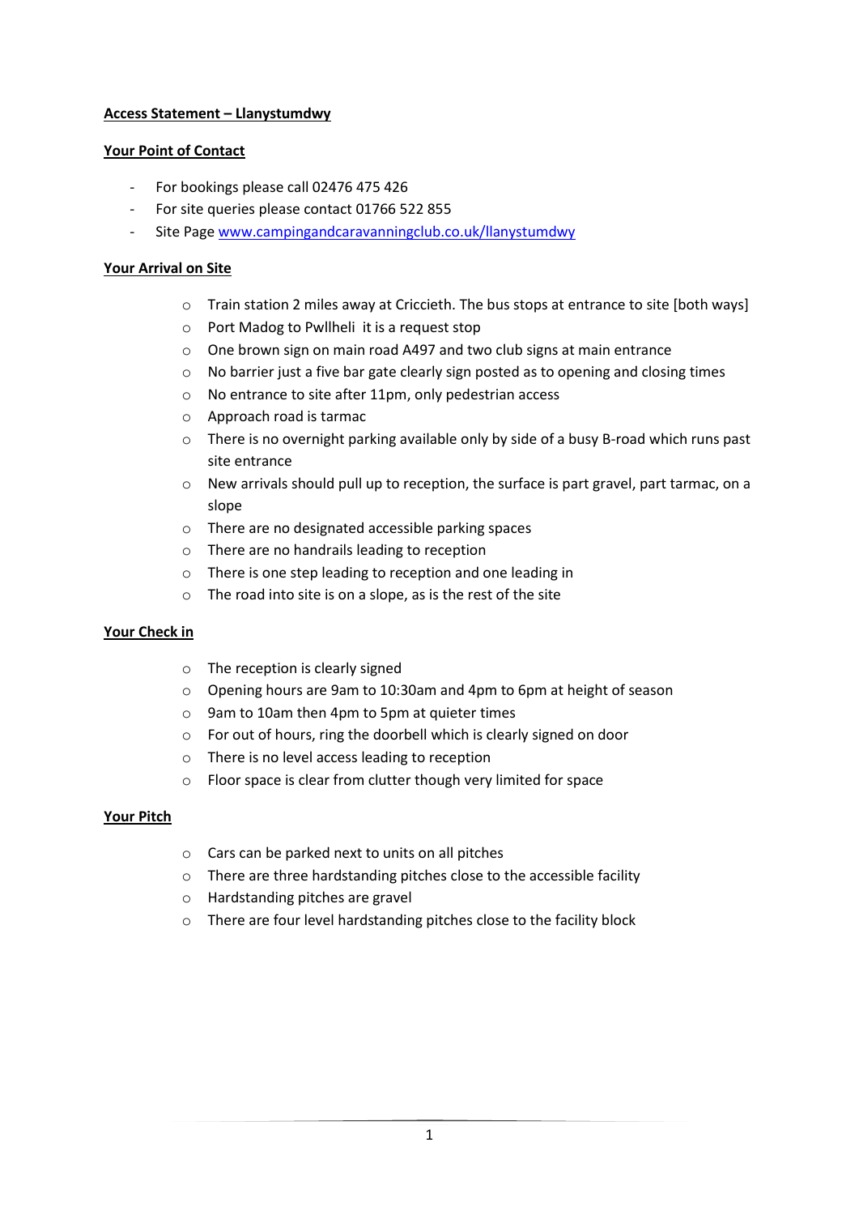**Access Statement – Llanystumdwy**

**Your Point of Contact**

- For bookings please call 02476 475 426
- For site queries please contact 01766 522 855
- Site Page [www.campingandcaravanningclub.co.uk/llanystumdwy](http://www.campingandcaravanningclub.co.uk/llanystumdwy)

**Your Arrival on Site**

- Train station 2 miles away at Criccieth. The bus stops at entrance to site [both ways]
- Port Madog to Pwllheli it is a request stop
- One brown sign on main road A497 and two club signs at main entrance
- No barrier just a five bar gate clearly sign posted as to opening and closing times
- No entrance to site after 11pm, only pedestrian access
- Approach road is tarmac
- There is no overnight parking available only by side of a busy B-road which runs past site entrance
- New arrivals should pull up to reception, the surface is part gravel, part tarmac, on a slope
- There are no designated accessible parking spaces
- There are no handrails leading to reception
- There is one step leading to reception and one leading in
- The road into site is on a slope, as is the rest of the site

**Your Check in**

- The reception is clearly signed
- Opening hours are 9am to 10:30am and 4pm to 6pm at height of season
- 9am to 10am then 4pm to 5pm at quieter times
- For out of hours, ring the doorbell which is clearly signed on door
- There is no level access leading to reception
- Floor space is clear from clutter though very limited for space

**Your Pitch**

- Cars can be parked next to units on all pitches
- There are three hardstanding pitches close to the accessible facility
- Hardstanding pitches are gravel
- There are four level hardstanding pitches close to the facility block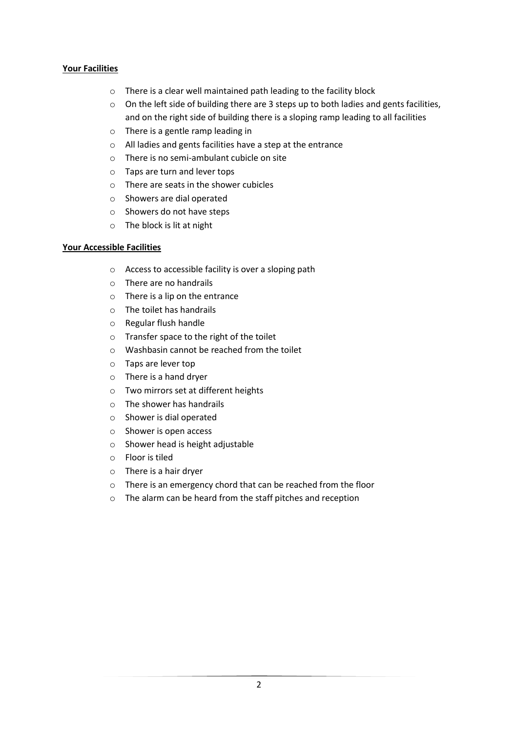**Your Facilities**

- There is a clear well maintained path leading to the facility block
- On the left side of building there are 3 steps up to both ladies and gents facilities, and on the right side of building there is a sloping ramp leading to all facilities
- There is a gentle ramp leading in
- All ladies and gents facilities have a step at the entrance
- There is no semi-ambulant cubicle on site
- Taps are turn and lever tops
- There are seats in the shower cubicles
- Showers are dial operated
- Showers do not have steps
- The block is lit at night

**Your Accessible Facilities**

- Access to accessible facility is over a sloping path
- There are no handrails
- There is a lip on the entrance
- The toilet has handrails
- Regular flush handle
- Transfer space to the right of the toilet
- Washbasin cannot be reached from the toilet
- Taps are lever top
- There is a hand dryer
- Two mirrors set at different heights
- The shower has handrails
- Shower is dial operated
- Shower is open access
- Shower head is height adjustable
- Floor is tiled
- There is a hair dryer
- There is an emergency chord that can be reached from the floor
- The alarm can be heard from the staff pitches and reception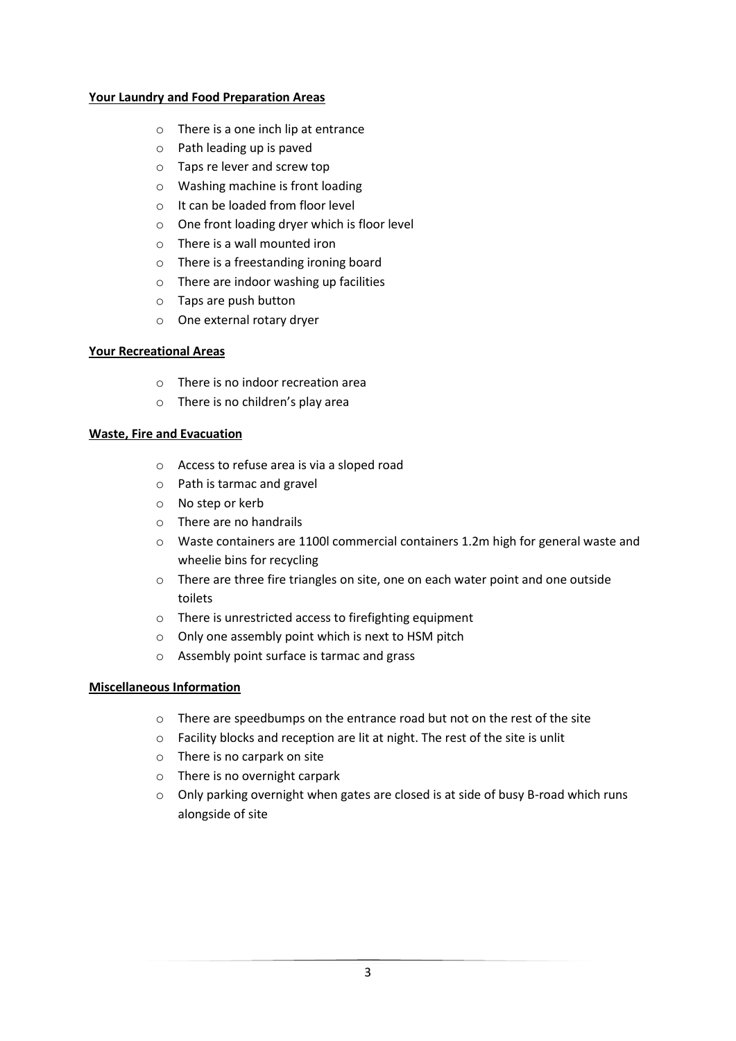**Your Laundry and Food Preparation Areas**

- There is a one inch lip at entrance
- Path leading up is paved
- Taps re lever and screw top
- Washing machine is front loading
- It can be loaded from floor level
- One front loading dryer which is floor level
- There is a wall mounted iron
- There is a freestanding ironing board
- There are indoor washing up facilities
- Taps are push button
- One external rotary dryer

**Your Recreational Areas**

- There is no indoor recreation area
- There is no children's play area

**Waste, Fire and Evacuation**

- Access to refuse area is via a sloped road
- Path is tarmac and gravel
- No step or kerb
- There are no handrails
- Waste containers are 1100l commercial containers 1.2m high for general waste and wheelie bins for recycling
- There are three fire triangles on site, one on each water point and one outside toilets
- There is unrestricted access to firefighting equipment
- Only one assembly point which is next to HSM pitch
- Assembly point surface is tarmac and grass

**Miscellaneous Information**

- There are speedbumps on the entrance road but not on the rest of the site
- Facility blocks and reception are lit at night. The rest of the site is unlit
- There is no carpark on site
- There is no overnight carpark
- Only parking overnight when gates are closed is at side of busy B-road which runs alongside of site